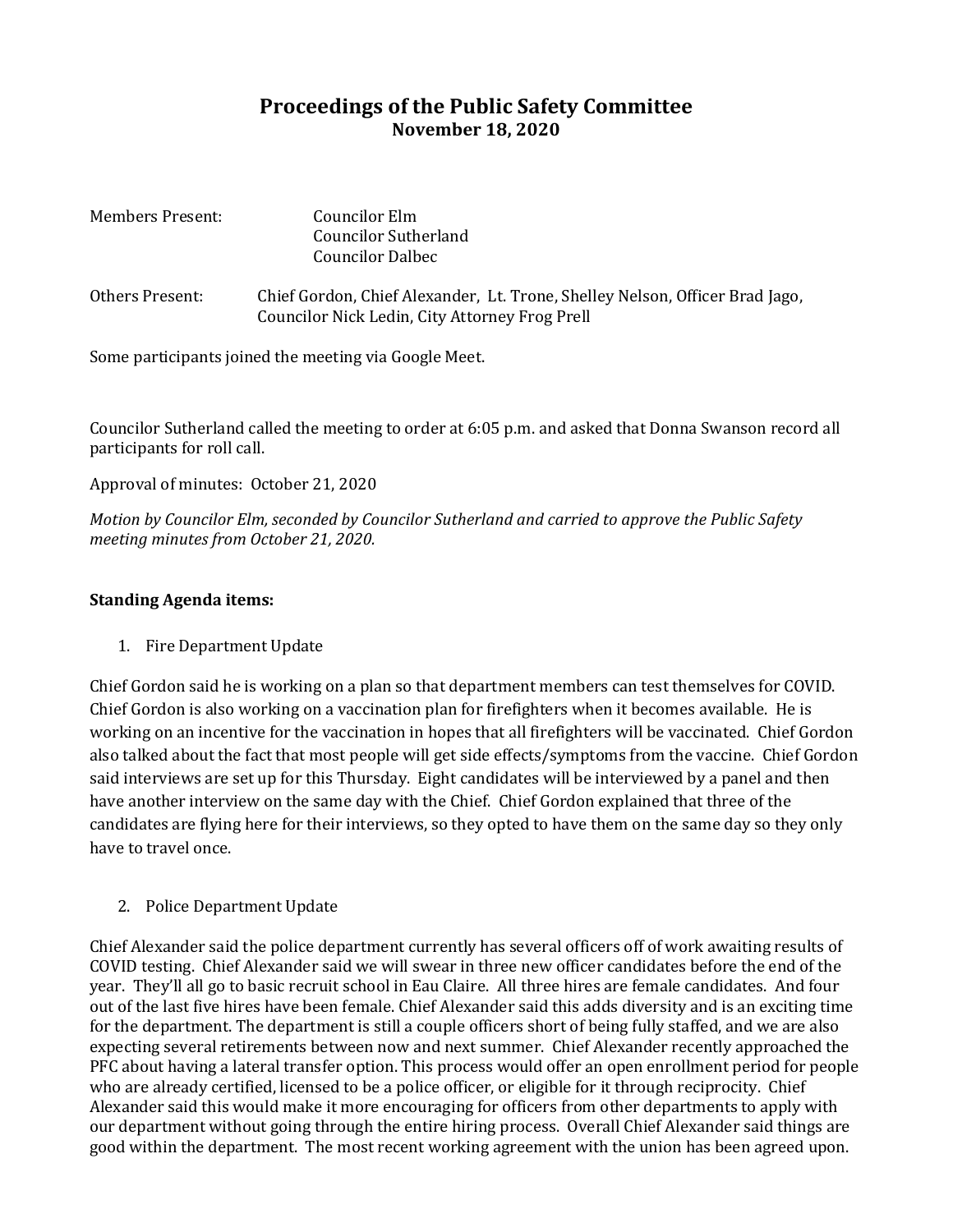# Proceedings of the Public Safety Committee

**November 18, 2020**

Members Present: Councilor Elm
Councilor Sutherland
Councilor Dalbec

Others Present: Chief Gordon, Chief Alexander, Lt. Trone, Shelley Nelson, Officer Brad Jago, Councilor Nick Ledin, City Attorney Frog Prell

Some participants joined the meeting via Google Meet.

Councilor Sutherland called the meeting to order at 6:05 p.m. and asked that Donna Swanson record all participants for roll call.

Approval of minutes: October 21, 2020

*Motion by Councilor Elm, seconded by Councilor Sutherland and carried to approve the Public Safety meeting minutes from October 21, 2020.*

**Standing Agenda items:**

1. Fire Department Update

Chief Gordon said he is working on a plan so that department members can test themselves for COVID. Chief Gordon is also working on a vaccination plan for firefighters when it becomes available. He is working on an incentive for the vaccination in hopes that all firefighters will be vaccinated. Chief Gordon also talked about the fact that most people will get side effects/symptoms from the vaccine. Chief Gordon said interviews are set up for this Thursday. Eight candidates will be interviewed by a panel and then have another interview on the same day with the Chief. Chief Gordon explained that three of the candidates are flying here for their interviews, so they opted to have them on the same day so they only have to travel once.

2. Police Department Update

Chief Alexander said the police department currently has several officers off of work awaiting results of COVID testing. Chief Alexander said we will swear in three new officer candidates before the end of the year. They'll all go to basic recruit school in Eau Claire. All three hires are female candidates. And four out of the last five hires have been female. Chief Alexander said this adds diversity and is an exciting time for the department. The department is still a couple officers short of being fully staffed, and we are also expecting several retirements between now and next summer. Chief Alexander recently approached the PFC about having a lateral transfer option. This process would offer an open enrollment period for people who are already certified, licensed to be a police officer, or eligible for it through reciprocity. Chief Alexander said this would make it more encouraging for officers from other departments to apply with our department without going through the entire hiring process. Overall Chief Alexander said things are good within the department. The most recent working agreement with the union has been agreed upon.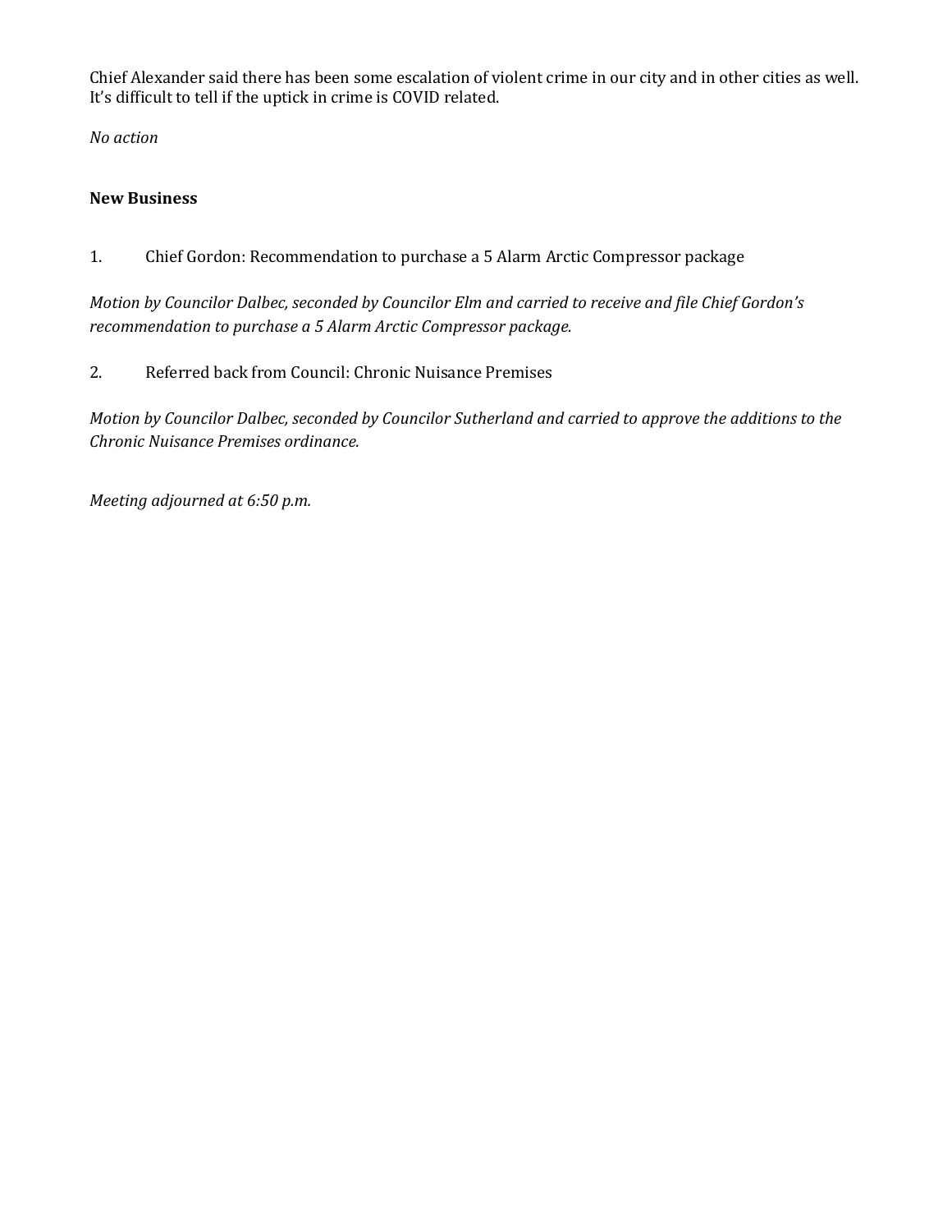Chief Alexander said there has been some escalation of violent crime in our city and in other cities as well. It's difficult to tell if the uptick in crime is COVID related.

*No action*

**New Business**

1. Chief Gordon: Recommendation to purchase a 5 Alarm Arctic Compressor package

*Motion by Councilor Dalbec, seconded by Councilor Elm and carried to receive and file Chief Gordon's recommendation to purchase a 5 Alarm Arctic Compressor package.*

2. Referred back from Council: Chronic Nuisance Premises

*Motion by Councilor Dalbec, seconded by Councilor Sutherland and carried to approve the additions to the Chronic Nuisance Premises ordinance.*

*Meeting adjourned at 6:50 p.m.*